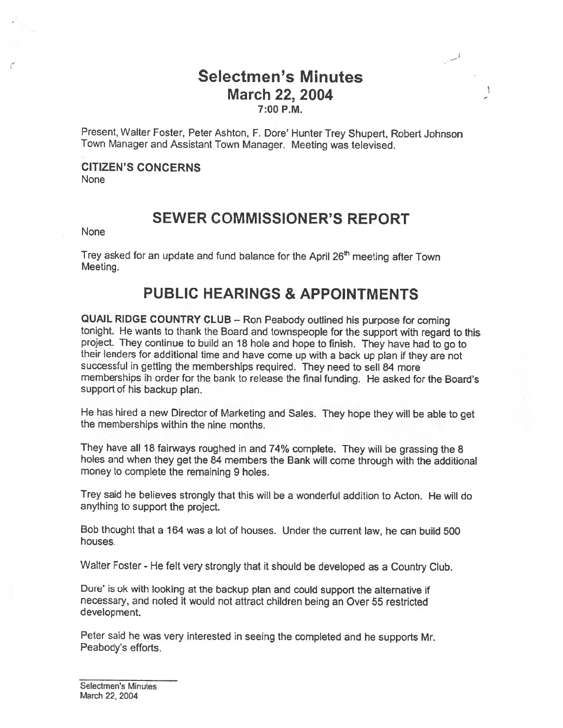# Selectmen's Minutes
## March 22, 2004
### 7:00 P.M.

Present, Walter Foster, Peter Ashton, F. Dore' Hunter Trey Shupert, Robert Johnson Town Manager and Assistant Town Manager. Meeting was televised.

**CITIZEN'S CONCERNS**
None

## SEWER COMMISSIONER'S REPORT

None

Trey asked for an update and fund balance for the April 26th meeting after Town Meeting.

## PUBLIC HEARINGS & APPOINTMENTS

**QUAIL RIDGE COUNTRY CLUB** – Ron Peabody outlined his purpose for coming tonight. He wants to thank the Board and townspeople for the support with regard to this project. They continue to build an 18 hole and hope to finish. They have had to go to their lenders for additional time and have come up with a back up plan if they are not successful in getting the memberships required. They need to sell 84 more memberships in order for the bank to release the final funding. He asked for the Board's support of his backup plan.

He has hired a new Director of Marketing and Sales. They hope they will be able to get the memberships within the nine months.

They have all 18 fairways roughed in and 74% complete. They will be grassing the 8 holes and when they get the 84 members the Bank will come through with the additional money to complete the remaining 9 holes.

Trey said he believes strongly that this will be a wonderful addition to Acton. He will do anything to support the project.

Bob thought that a 164 was a lot of houses. Under the current law, he can build 500 houses.

Walter Foster - He felt very strongly that it should be developed as a Country Club.

Dore' is ok with looking at the backup plan and could support the alternative if necessary, and noted it would not attract children being an Over 55 restricted development.

Peter said he was very interested in seeing the completed and he supports Mr. Peabody's efforts.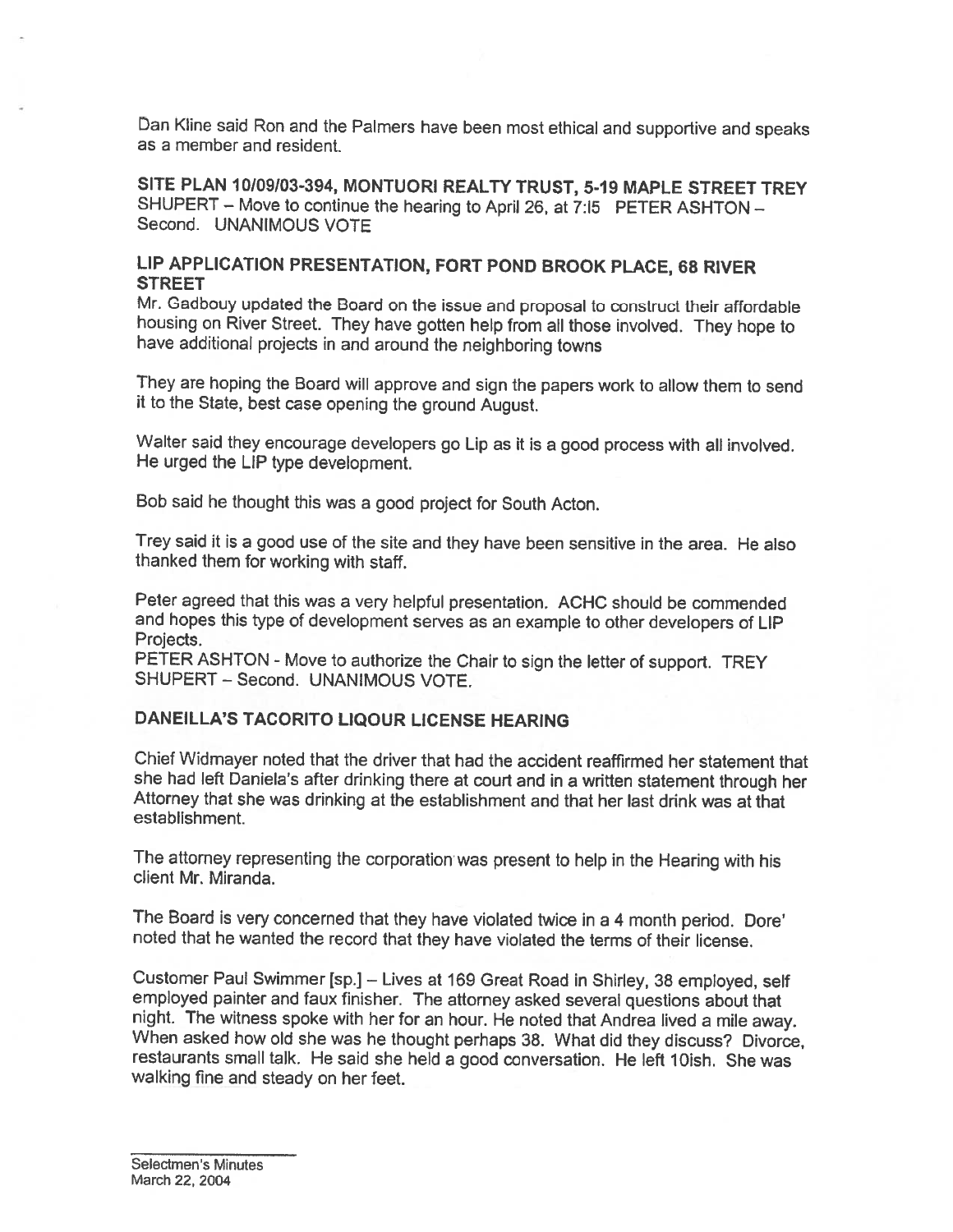Dan Kline said Ron and the Palmers have been most ethical and supportive and speaks as a member and resident.

**SITE PLAN 10/09/03-394, MONTUORI REALTY TRUST, 5-19 MAPLE STREET** TREY SHUPERT – Move to continue the hearing to April 26, at 7:l5 PETER ASHTON – Second. UNANIMOUS VOTE

**LIP APPLICATION PRESENTATION, FORT POND BROOK PLACE, 68 RIVER STREET**

Mr. Gadbouy updated the Board on the issue and proposal to construct their affordable housing on River Street. They have gotten help from all those involved. They hope to have additional projects in and around the neighboring towns

They are hoping the Board will approve and sign the papers work to allow them to send it to the State, best case opening the ground August.

Walter said they encourage developers go Lip as it is a good process with all involved. He urged the LIP type development.

Bob said he thought this was a good project for South Acton.

Trey said it is a good use of the site and they have been sensitive in the area. He also thanked them for working with staff.

Peter agreed that this was a very helpful presentation. ACHC should be commended and hopes this type of development serves as an example to other developers of LIP Projects.

PETER ASHTON - Move to authorize the Chair to sign the letter of support. TREY SHUPERT – Second. UNANIMOUS VOTE.

**DANEILLA'S TACORITO LIQOUR LICENSE HEARING**

Chief Widmayer noted that the driver that had the accident reaffirmed her statement that she had left Daniela's after drinking there at court and in a written statement through her Attorney that she was drinking at the establishment and that her last drink was at that establishment.

The attorney representing the corporation was present to help in the Hearing with his client Mr. Miranda.

The Board is very concerned that they have violated twice in a 4 month period. Dore' noted that he wanted the record that they have violated the terms of their license.

Customer Paul Swimmer [sp.] – Lives at 169 Great Road in Shirley, 38 employed, self employed painter and faux finisher. The attorney asked several questions about that night. The witness spoke with her for an hour. He noted that Andrea lived a mile away. When asked how old she was he thought perhaps 38. What did they discuss? Divorce, restaurants small talk. He said she held a good conversation. He left 10ish. She was walking fine and steady on her feet.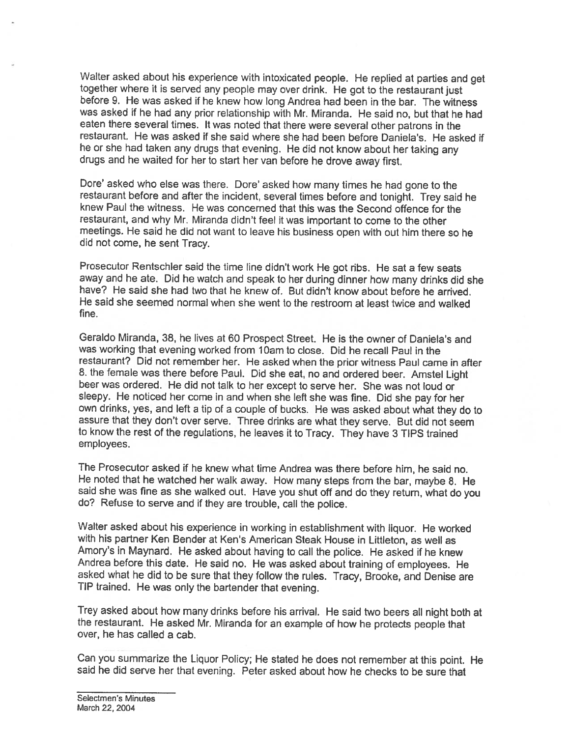Walter asked about his experience with intoxicated people. He replied at parties and get together where it is served any people may over drink. He got to the restaurant just before 9. He was asked if he knew how long Andrea had been in the bar. The witness was asked if he had any prior relationship with Mr. Miranda. He said no, but that he had eaten there several times. It was noted that there were several other patrons in the restaurant. He was asked if she said where she had been before Daniela's. He asked if he or she had taken any drugs that evening. He did not know about her taking any drugs and he waited for her to start her van before he drove away first.

Dore' asked who else was there. Dore' asked how many times he had gone to the restaurant before and after the incident, several times before and tonight. Trey said he knew Paul the witness. He was concerned that this was the Second offence for the restaurant, and why Mr. Miranda didn't feel it was important to come to the other meetings. He said he did not want to leave his business open with out him there so he did not come, he sent Tracy.

Prosecutor Rentschler said the time line didn't work He got ribs. He sat a few seats away and he ate. Did he watch and speak to her during dinner how many drinks did she have? He said she had two that he knew of. But didn't know about before he arrived. He said she seemed normal when she went to the restroom at least twice and walked fine.

Geraldo Miranda, 38, he lives at 60 Prospect Street. He is the owner of Daniela's and was working that evening worked from 10am to close. Did he recall Paul in the restaurant? Did not remember her. He asked when the prior witness Paul came in after 8. the female was there before Paul. Did she eat, no and ordered beer. Amstel Light beer was ordered. He did not talk to her except to serve her. She was not loud or sleepy. He noticed her come in and when she left she was fine. Did she pay for her own drinks, yes, and left a tip of a couple of bucks. He was asked about what they do to assure that they don't over serve. Three drinks are what they serve. But did not seem to know the rest of the regulations, he leaves it to Tracy. They have 3 TIPS trained employees.

The Prosecutor asked if he knew what time Andrea was there before him, he said no. He noted that he watched her walk away. How many steps from the bar, maybe 8. He said she was fine as she walked out. Have you shut off and do they return, what do you do? Refuse to serve and if they are trouble, call the police.

Walter asked about his experience in working in establishment with liquor. He worked with his partner Ken Bender at Ken's American Steak House in Littleton, as well as Amory's in Maynard. He asked about having to call the police. He asked if he knew Andrea before this date. He said no. He was asked about training of employees. He asked what he did to be sure that they follow the rules. Tracy, Brooke, and Denise are TIP trained. He was only the bartender that evening.

Trey asked about how many drinks before his arrival. He said two beers all night both at the restaurant. He asked Mr. Miranda for an example of how he protects people that over, he has called a cab.

Can you summarize the Liquor Policy; He stated he does not remember at this point. He said he did serve her that evening. Peter asked about how he checks to be sure that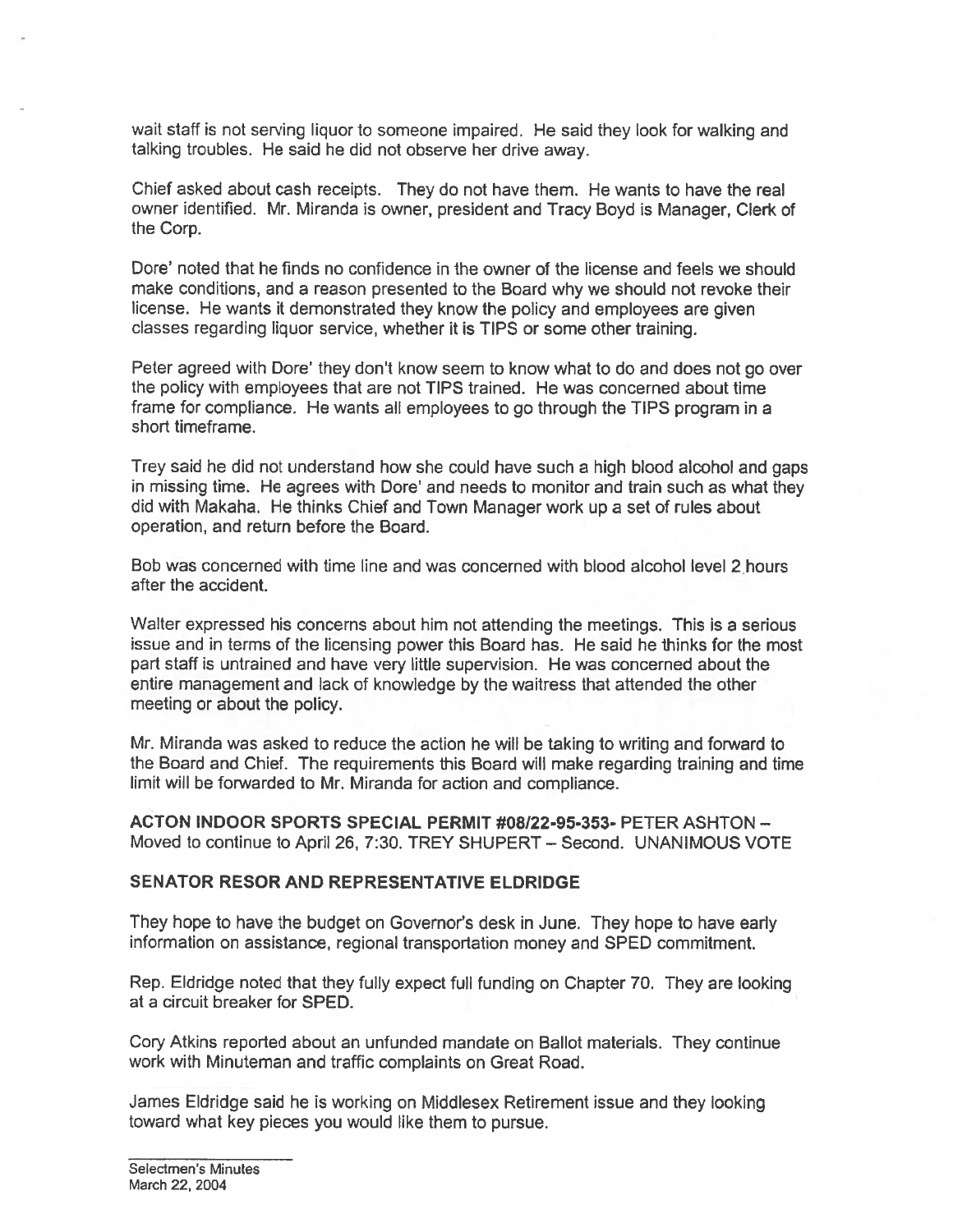wait staff is not serving liquor to someone impaired. He said they look for walking and talking troubles. He said he did not observe her drive away.

Chief asked about cash receipts. They do not have them. He wants to have the real owner identified. Mr. Miranda is owner, president and Tracy Boyd is Manager, Clerk of the Corp.

Dore' noted that he finds no confidence in the owner of the license and feels we should make conditions, and a reason presented to the Board why we should not revoke their license. He wants it demonstrated they know the policy and employees are given classes regarding liquor service, whether it is TIPS or some other training.

Peter agreed with Dore' they don't know seem to know what to do and does not go over the policy with employees that are not TIPS trained. He was concerned about time frame for compliance. He wants all employees to go through the TIPS program in a short timeframe.

Trey said he did not understand how she could have such a high blood alcohol and gaps in missing time. He agrees with Dore' and needs to monitor and train such as what they did with Makaha. He thinks Chief and Town Manager work up a set of rules about operation, and return before the Board.

Bob was concerned with time line and was concerned with blood alcohol level 2 hours after the accident.

Walter expressed his concerns about him not attending the meetings. This is a serious issue and in terms of the licensing power this Board has. He said he thinks for the most part staff is untrained and have very little supervision. He was concerned about the entire management and lack of knowledge by the waitress that attended the other meeting or about the policy.

Mr. Miranda was asked to reduce the action he will be taking to writing and forward to the Board and Chief. The requirements this Board will make regarding training and time limit will be forwarded to Mr. Miranda for action and compliance.

**ACTON INDOOR SPORTS SPECIAL PERMIT #08/22-95-353-** PETER ASHTON – Moved to continue to April 26, 7:30. TREY SHUPERT – Second. UNANIMOUS VOTE

**SENATOR RESOR AND REPRESENTATIVE ELDRIDGE**

They hope to have the budget on Governor's desk in June. They hope to have early information on assistance, regional transportation money and SPED commitment.

Rep. Eldridge noted that they fully expect full funding on Chapter 70. They are looking at a circuit breaker for SPED.

Cory Atkins reported about an unfunded mandate on Ballot materials. They continue work with Minuteman and traffic complaints on Great Road.

James Eldridge said he is working on Middlesex Retirement issue and they looking toward what key pieces you would like them to pursue.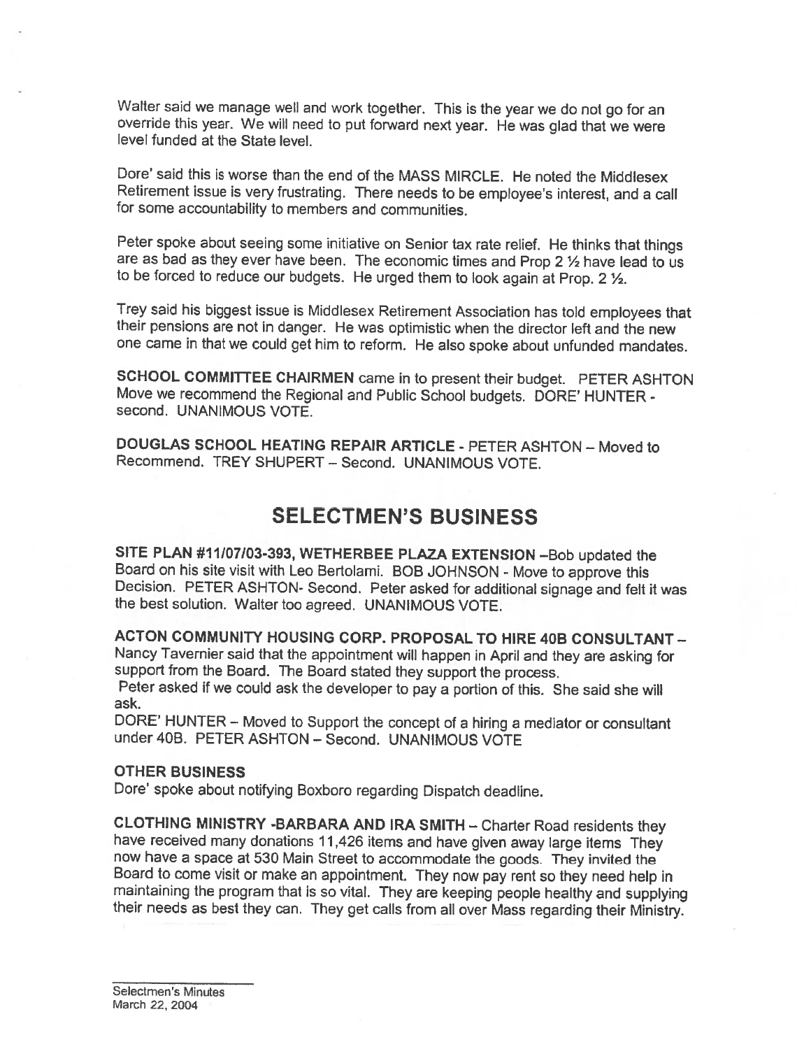Walter said we manage well and work together. This is the year we do not go for an override this year. We will need to put forward next year. He was glad that we were level funded at the State level.

Dore' said this is worse than the end of the MASS MIRCLE. He noted the Middlesex Retirement issue is very frustrating. There needs to be employee's interest, and a call for some accountability to members and communities.

Peter spoke about seeing some initiative on Senior tax rate relief. He thinks that things are as bad as they ever have been. The economic times and Prop 2 ½ have lead to us to be forced to reduce our budgets. He urged them to look again at Prop. 2 ½.

Trey said his biggest issue is Middlesex Retirement Association has told employees that their pensions are not in danger. He was optimistic when the director left and the new one came in that we could get him to reform. He also spoke about unfunded mandates.

**SCHOOL COMMITTEE CHAIRMEN** came in to present their budget. PETER ASHTON Move we recommend the Regional and Public School budgets. DORE' HUNTER - second. UNANIMOUS VOTE.

**DOUGLAS SCHOOL HEATING REPAIR ARTICLE** - PETER ASHTON – Moved to Recommend. TREY SHUPERT – Second. UNANIMOUS VOTE.

# SELECTMEN'S BUSINESS

**SITE PLAN #11/07/03-393, WETHERBEE PLAZA EXTENSION** –Bob updated the Board on his site visit with Leo Bertolami. BOB JOHNSON - Move to approve this Decision. PETER ASHTON- Second. Peter asked for additional signage and felt it was the best solution. Walter too agreed. UNANIMOUS VOTE.

**ACTON COMMUNITY HOUSING CORP. PROPOSAL TO HIRE 40B CONSULTANT** – Nancy Tavernier said that the appointment will happen in April and they are asking for support from the Board. The Board stated they support the process.
Peter asked if we could ask the developer to pay a portion of this. She said she will ask.
DORE' HUNTER – Moved to Support the concept of a hiring a mediator or consultant under 40B. PETER ASHTON – Second. UNANIMOUS VOTE

**OTHER BUSINESS**
Dore' spoke about notifying Boxboro regarding Dispatch deadline.

**CLOTHING MINISTRY -BARBARA AND IRA SMITH** – Charter Road residents they have received many donations 11,426 items and have given away large items They now have a space at 530 Main Street to accommodate the goods. They invited the Board to come visit or make an appointment. They now pay rent so they need help in maintaining the program that is so vital. They are keeping people healthy and supplying their needs as best they can. They get calls from all over Mass regarding their Ministry.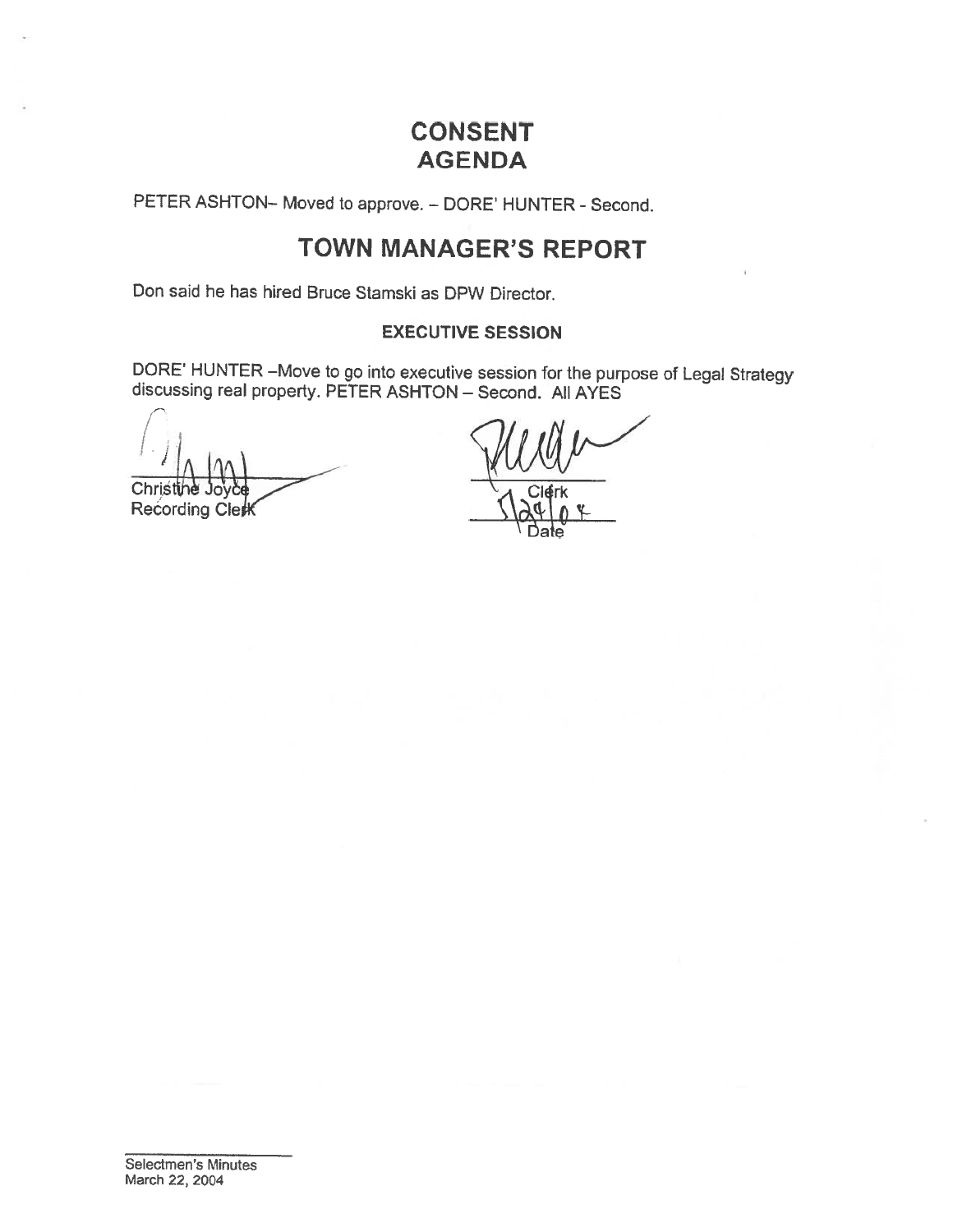# CONSENT AGENDA

PETER ASHTON– Moved to approve. – DORE' HUNTER - Second.

# TOWN MANAGER'S REPORT

Don said he has hired Bruce Stamski as DPW Director.

### EXECUTIVE SESSION

DORE' HUNTER –Move to go into executive session for the purpose of Legal Strategy discussing real property. PETER ASHTON – Second. All AYES

Christine Joyce
Recording Clerk

Clerk

5/24/04
Date

Selectmen's Minutes
March 22, 2004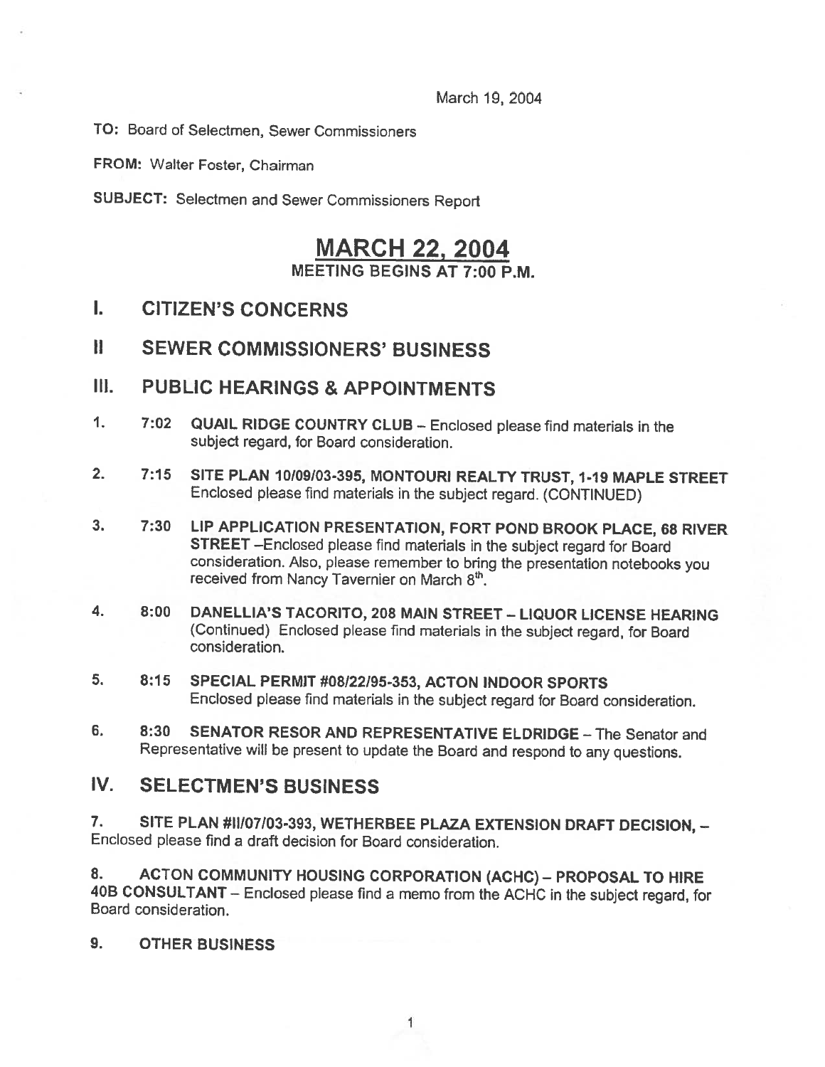March 19, 2004

**TO:** Board of Selectmen, Sewer Commissioners

**FROM:** Walter Foster, Chairman

**SUBJECT:** Selectmen and Sewer Commissioners Report

# MARCH 22, 2004

**MEETING BEGINS AT 7:00 P.M.**

## I. CITIZEN'S CONCERNS

## II SEWER COMMISSIONERS' BUSINESS

## III. PUBLIC HEARINGS & APPOINTMENTS

1. 7:02 **QUAIL RIDGE COUNTRY CLUB** – Enclosed please find materials in the subject regard, for Board consideration.

2. 7:15 **SITE PLAN 10/09/03-395, MONTOURI REALTY TRUST, 1-19 MAPLE STREET** Enclosed please find materials in the subject regard. (CONTINUED)

3. 7:30 **LIP APPLICATION PRESENTATION, FORT POND BROOK PLACE, 68 RIVER STREET** –Enclosed please find materials in the subject regard for Board consideration. Also, please remember to bring the presentation notebooks you received from Nancy Tavernier on March 8th.

4. 8:00 **DANELLIA'S TACORITO, 208 MAIN STREET – LIQUOR LICENSE HEARING** (Continued) Enclosed please find materials in the subject regard, for Board consideration.

5. 8:15 **SPECIAL PERMIT #08/22/95-353, ACTON INDOOR SPORTS** Enclosed please find materials in the subject regard for Board consideration.

6. 8:30 **SENATOR RESOR AND REPRESENTATIVE ELDRIDGE** – The Senator and Representative will be present to update the Board and respond to any questions.

## IV. SELECTMEN'S BUSINESS

7. **SITE PLAN #II/07/03-393, WETHERBEE PLAZA EXTENSION DRAFT DECISION,** – Enclosed please find a draft decision for Board consideration.

8. **ACTON COMMUNITY HOUSING CORPORATION (ACHC) – PROPOSAL TO HIRE 40B CONSULTANT** – Enclosed please find a memo from the ACHC in the subject regard, for Board consideration.

9. **OTHER BUSINESS**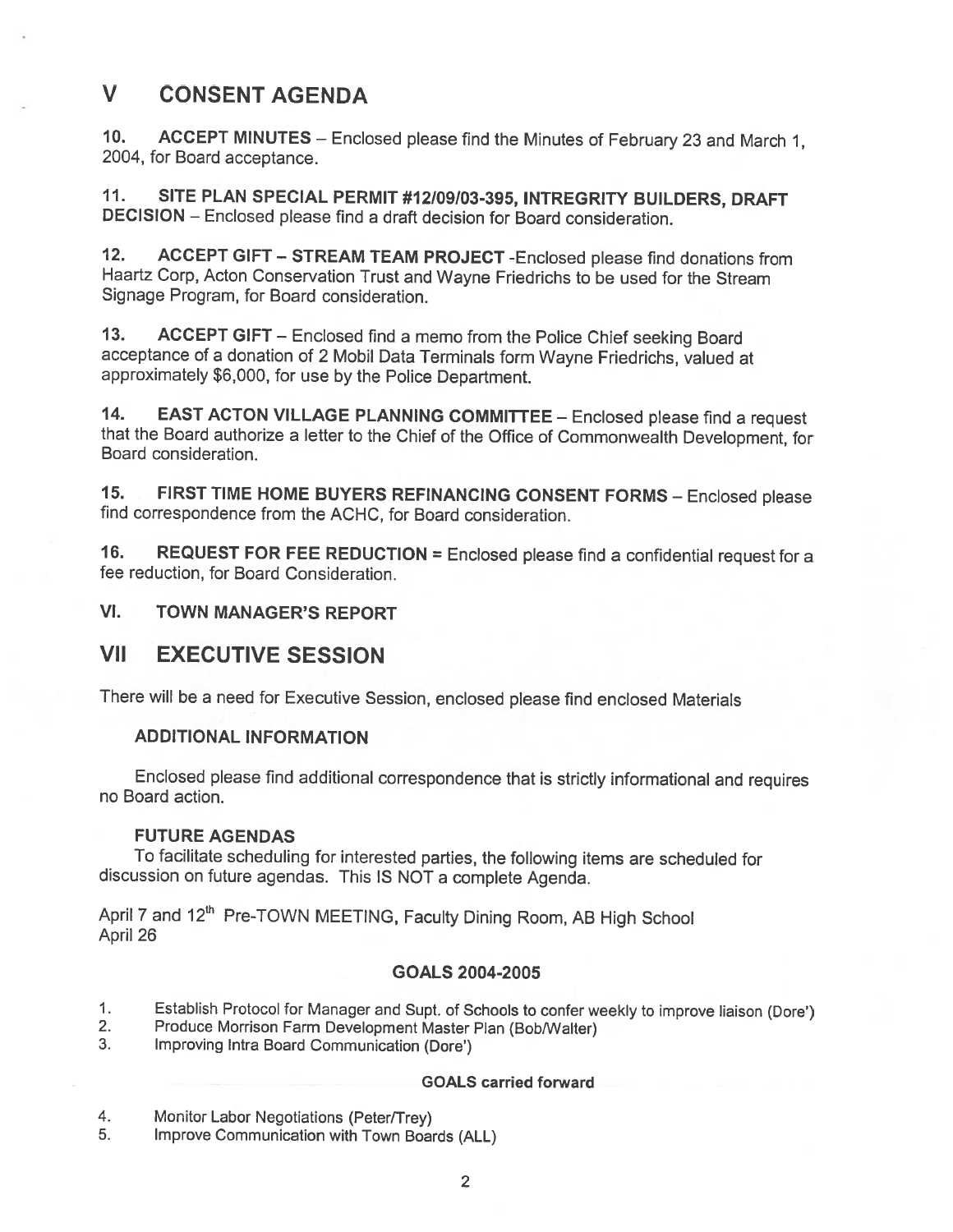# V CONSENT AGENDA

**10. ACCEPT MINUTES** – Enclosed please find the Minutes of February 23 and March 1, 2004, for Board acceptance.

**11. SITE PLAN SPECIAL PERMIT #12/09/03-395, INTREGRITY BUILDERS, DRAFT DECISION** – Enclosed please find a draft decision for Board consideration.

**12. ACCEPT GIFT – STREAM TEAM PROJECT** -Enclosed please find donations from Haartz Corp, Acton Conservation Trust and Wayne Friedrichs to be used for the Stream Signage Program, for Board consideration.

**13. ACCEPT GIFT** – Enclosed find a memo from the Police Chief seeking Board acceptance of a donation of 2 Mobil Data Terminals form Wayne Friedrichs, valued at approximately $6,000, for use by the Police Department.

**14. EAST ACTON VILLAGE PLANNING COMMITTEE** – Enclosed please find a request that the Board authorize a letter to the Chief of the Office of Commonwealth Development, for Board consideration.

**15. FIRST TIME HOME BUYERS REFINANCING CONSENT FORMS** – Enclosed please find correspondence from the ACHC, for Board consideration.

**16. REQUEST FOR FEE REDUCTION** = Enclosed please find a confidential request for a fee reduction, for Board Consideration.

**VI. TOWN MANAGER'S REPORT**

# VII EXECUTIVE SESSION

There will be a need for Executive Session, enclosed please find enclosed Materials

### ADDITIONAL INFORMATION

Enclosed please find additional correspondence that is strictly informational and requires no Board action.

### FUTURE AGENDAS

To facilitate scheduling for interested parties, the following items are scheduled for discussion on future agendas. This IS NOT a complete Agenda.

April 7 and 12th Pre-TOWN MEETING, Faculty Dining Room, AB High School
April 26

### GOALS 2004-2005

1. Establish Protocol for Manager and Supt. of Schools to confer weekly to improve liaison (Dore')
2. Produce Morrison Farm Development Master Plan (Bob/Walter)
3. Improving Intra Board Communication (Dore')

#### GOALS carried forward

4. Monitor Labor Negotiations (Peter/Trey)
5. Improve Communication with Town Boards (ALL)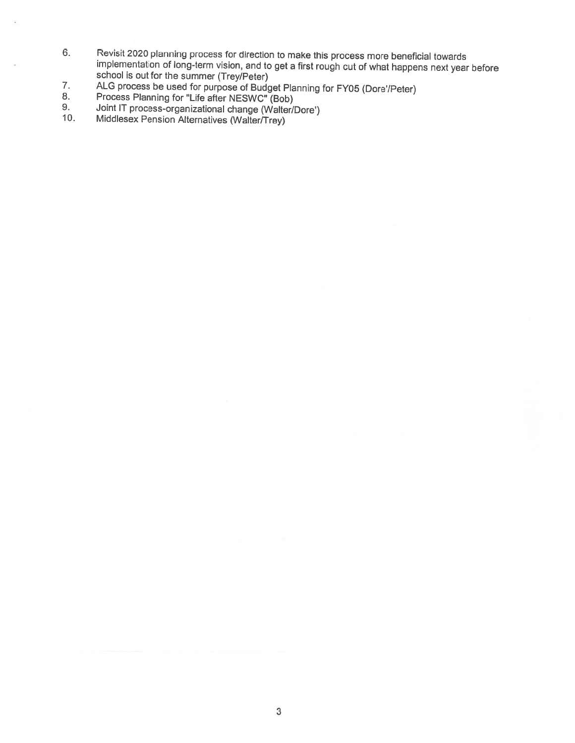6. Revisit 2020 planning process for direction to make this process more beneficial towards implementation of long-term vision, and to get a first rough cut of what happens next year before school is out for the summer (Trey/Peter)
7. ALG process be used for purpose of Budget Planning for FY05 (Dore'/Peter)
8. Process Planning for "Life after NESWC" (Bob)
9. Joint IT process-organizational change (Walter/Dore')
10. Middlesex Pension Alternatives (Walter/Trey)